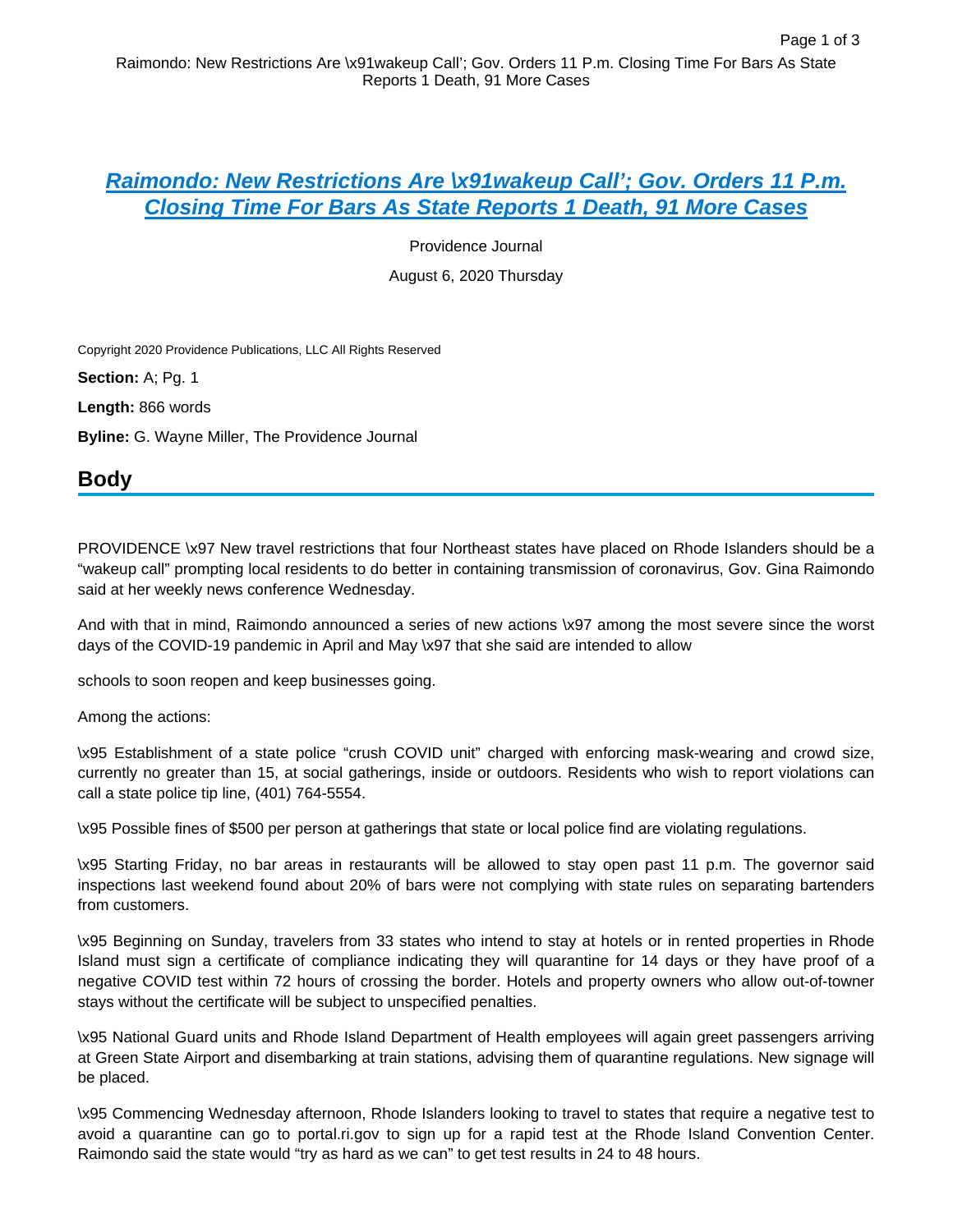# Raimondo: New Restrictions Are \x91wakeup Call'; Gov. Orders 11 P.m. Closing Time For Bars As State Reports 1 Death, 91 More Cases

Providence Journal

August 6, 2020 Thursday

Copyright 2020 Providence Publications, LLC All Rights Reserved

**Section:** A; Pg. 1

**Length:** 866 words

**Byline:** G. Wayne Miller, The Providence Journal

## Body

PROVIDENCE \x97 New travel restrictions that four Northeast states have placed on Rhode Islanders should be a "wakeup call" prompting local residents to do better in containing transmission of coronavirus, Gov. Gina Raimondo said at her weekly news conference Wednesday.

And with that in mind, Raimondo announced a series of new actions \x97 among the most severe since the worst days of the COVID-19 pandemic in April and May \x97 that she said are intended to allow

schools to soon reopen and keep businesses going.

Among the actions:

\x95 Establishment of a state police "crush COVID unit" charged with enforcing mask-wearing and crowd size, currently no greater than 15, at social gatherings, inside or outdoors. Residents who wish to report violations can call a state police tip line, (401) 764-5554.

\x95 Possible fines of $500 per person at gatherings that state or local police find are violating regulations.

\x95 Starting Friday, no bar areas in restaurants will be allowed to stay open past 11 p.m. The governor said inspections last weekend found about 20% of bars were not complying with state rules on separating bartenders from customers.

\x95 Beginning on Sunday, travelers from 33 states who intend to stay at hotels or in rented properties in Rhode Island must sign a certificate of compliance indicating they will quarantine for 14 days or they have proof of a negative COVID test within 72 hours of crossing the border. Hotels and property owners who allow out-of-towner stays without the certificate will be subject to unspecified penalties.

\x95 National Guard units and Rhode Island Department of Health employees will again greet passengers arriving at Green State Airport and disembarking at train stations, advising them of quarantine regulations. New signage will be placed.

\x95 Commencing Wednesday afternoon, Rhode Islanders looking to travel to states that require a negative test to avoid a quarantine can go to portal.ri.gov to sign up for a rapid test at the Rhode Island Convention Center. Raimondo said the state would "try as hard as we can" to get test results in 24 to 48 hours.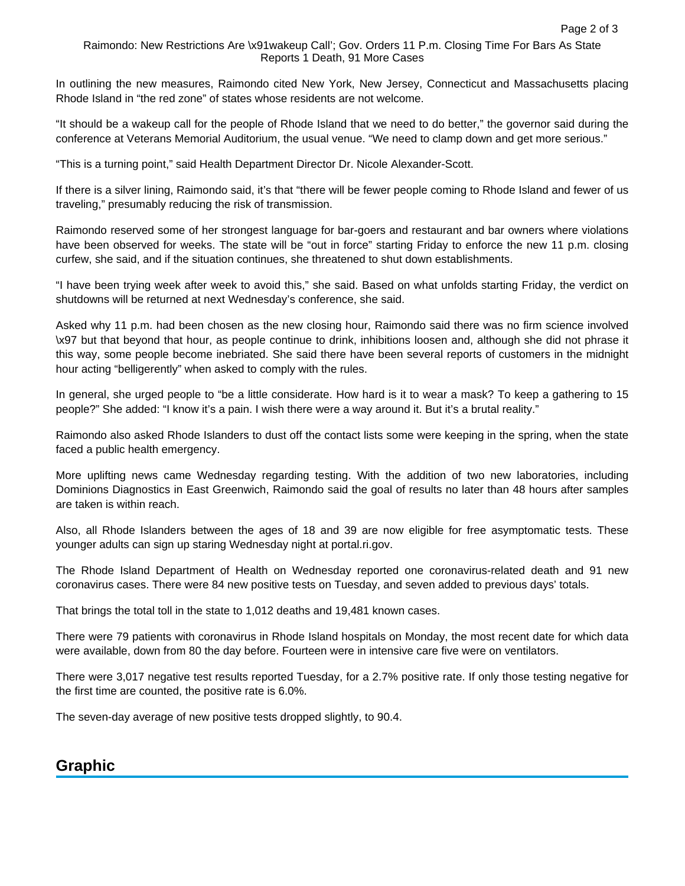In outlining the new measures, Raimondo cited New York, New Jersey, Connecticut and Massachusetts placing Rhode Island in “the red zone” of states whose residents are not welcome.

“It should be a wakeup call for the people of Rhode Island that we need to do better,” the governor said during the conference at Veterans Memorial Auditorium, the usual venue. “We need to clamp down and get more serious.”

“This is a turning point,” said Health Department Director Dr. Nicole Alexander-Scott.

If there is a silver lining, Raimondo said, it’s that “there will be fewer people coming to Rhode Island and fewer of us traveling,” presumably reducing the risk of transmission.

Raimondo reserved some of her strongest language for bar-goers and restaurant and bar owners where violations have been observed for weeks. The state will be “out in force” starting Friday to enforce the new 11 p.m. closing curfew, she said, and if the situation continues, she threatened to shut down establishments.

“I have been trying week after week to avoid this,” she said. Based on what unfolds starting Friday, the verdict on shutdowns will be returned at next Wednesday’s conference, she said.

Asked why 11 p.m. had been chosen as the new closing hour, Raimondo said there was no firm science involved \x97 but that beyond that hour, as people continue to drink, inhibitions loosen and, although she did not phrase it this way, some people become inebriated. She said there have been several reports of customers in the midnight hour acting “belligerently” when asked to comply with the rules.

In general, she urged people to “be a little considerate. How hard is it to wear a mask? To keep a gathering to 15 people?” She added: “I know it’s a pain. I wish there were a way around it. But it’s a brutal reality.”

Raimondo also asked Rhode Islanders to dust off the contact lists some were keeping in the spring, when the state faced a public health emergency.

More uplifting news came Wednesday regarding testing. With the addition of two new laboratories, including Dominions Diagnostics in East Greenwich, Raimondo said the goal of results no later than 48 hours after samples are taken is within reach.

Also, all Rhode Islanders between the ages of 18 and 39 are now eligible for free asymptomatic tests. These younger adults can sign up staring Wednesday night at portal.ri.gov.

The Rhode Island Department of Health on Wednesday reported one coronavirus-related death and 91 new coronavirus cases. There were 84 new positive tests on Tuesday, and seven added to previous days’ totals.

That brings the total toll in the state to 1,012 deaths and 19,481 known cases.

There were 79 patients with coronavirus in Rhode Island hospitals on Monday, the most recent date for which data were available, down from 80 the day before. Fourteen were in intensive care five were on ventilators.

There were 3,017 negative test results reported Tuesday, for a 2.7% positive rate. If only those testing negative for the first time are counted, the positive rate is 6.0%.

The seven-day average of new positive tests dropped slightly, to 90.4.

## Graphic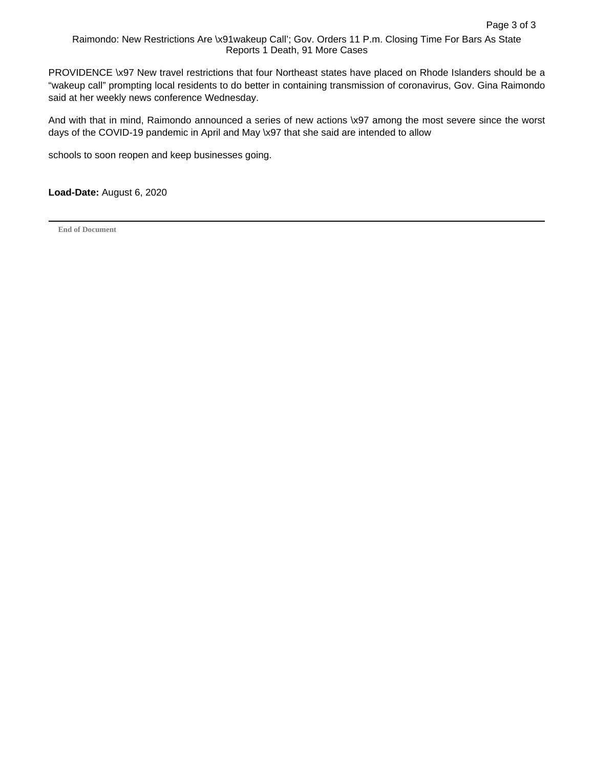PROVIDENCE \x97 New travel restrictions that four Northeast states have placed on Rhode Islanders should be a “wakeup call” prompting local residents to do better in containing transmission of coronavirus, Gov. Gina Raimondo said at her weekly news conference Wednesday.

And with that in mind, Raimondo announced a series of new actions \x97 among the most severe since the worst days of the COVID-19 pandemic in April and May \x97 that she said are intended to allow

schools to soon reopen and keep businesses going.

**Load-Date:** August 6, 2020

---

**End of Document**